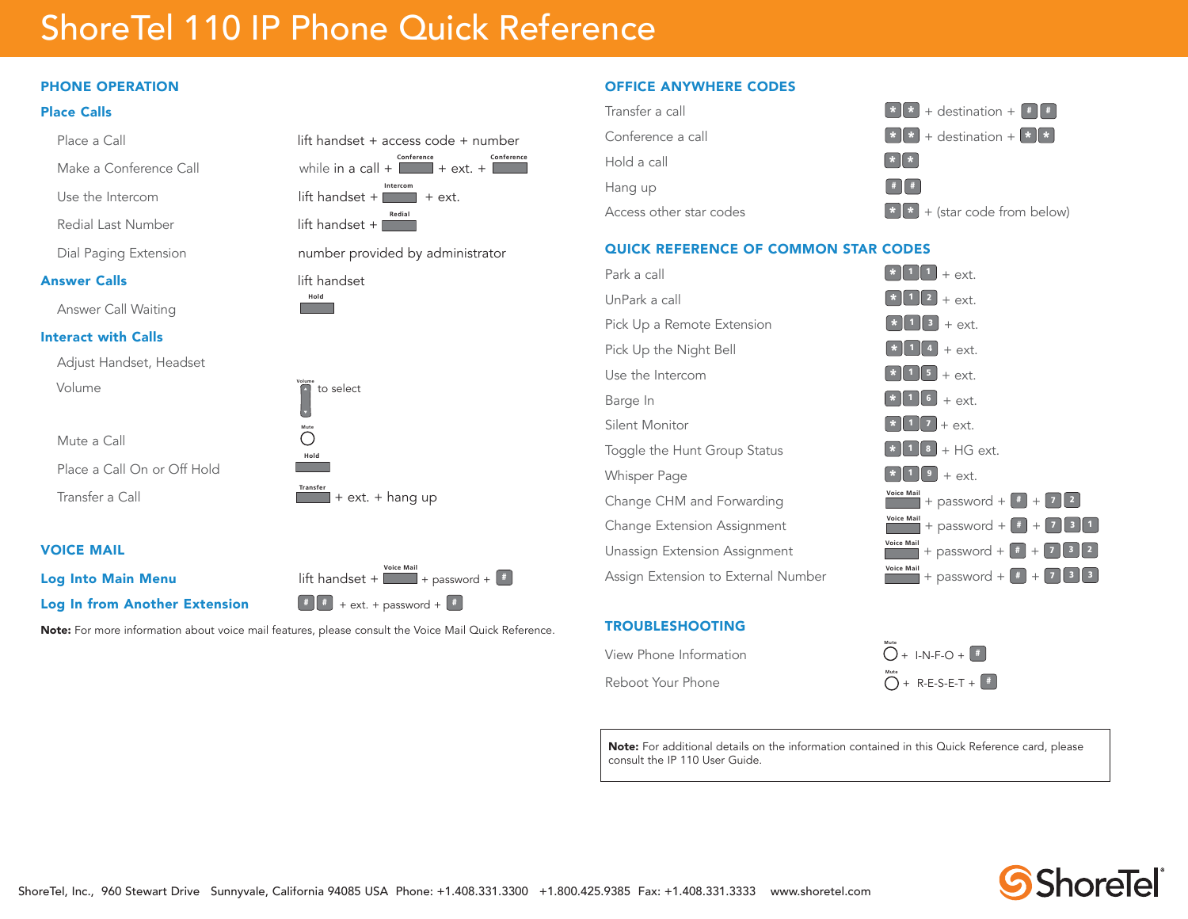# ShoreTel 110 IP Phone Quick Reference

## PHONE OPERATION

### Place Calls

| | |
|---|---|
| Place a Call | lift handset + access code + number |
| Make a Conference Call | while in a call + Conference + ext. + Conference |
| Use the Intercom | lift handset + Intercom + ext. |
| Redial Last Number | lift handset + Redial |
| Dial Paging Extension | number provided by administrator |

### Answer Calls

| | |
|---|---|
| Answer Calls | lift handset |
| Answer Call Waiting | Hold |

### Interact with Calls

| | |
|---|---|
| Adjust Handset, Headset Volume | Volume to select |
| Mute a Call | Mute |
| Place a Call On or Off Hold | Hold |
| Transfer a Call | Transfer + ext. + hang up |

## VOICE MAIL

| | |
|---|---|
| **Log Into Main Menu** | lift handset + Voice Mail + password + # |
| **Log In from Another Extension** | # # + ext. + password + # |

**Note:** For more information about voice mail features, please consult the Voice Mail Quick Reference.

## OFFICE ANYWHERE CODES

| | |
|---|---|
| Transfer a call | * * + destination + # # |
| Conference a call | * * + destination + * * |
| Hold a call | * * |
| Hang up | # # |
| Access other star codes | * * + (star code from below) |

## QUICK REFERENCE OF COMMON STAR CODES

| | |
|---|---|
| Park a call | * 1 1 + ext. |
| UnPark a call | * 1 2 + ext. |
| Pick Up a Remote Extension | * 1 3 + ext. |
| Pick Up the Night Bell | * 1 4 + ext. |
| Use the Intercom | * 1 5 + ext. |
| Barge In | * 1 6 + ext. |
| Silent Monitor | * 1 7 + ext. |
| Toggle the Hunt Group Status | * 1 8 + HG ext. |
| Whisper Page | * 1 9 + ext. |
| Change CHM and Forwarding | Voice Mail + password + # + 7 2 |
| Change Extension Assignment | Voice Mail + password + # + 7 3 1 |
| Unassign Extension Assignment | Voice Mail + password + # + 7 3 2 |
| Assign Extension to External Number | Voice Mail + password + # + 7 3 3 |

## TROUBLESHOOTING

| | |
|---|---|
| View Phone Information | Mute + I-N-F-O + # |
| Reboot Your Phone | Mute + R-E-S-E-T + # |

**Note:** For additional details on the information contained in this Quick Reference card, please consult the IP 110 User Guide.

ShoreTel, Inc., 960 Stewart Drive Sunnyvale, California 94085 USA Phone: +1.408.331.3300 +1.800.425.9385 Fax: +1.408.331.3333 www.shoretel.com

ShoreTel®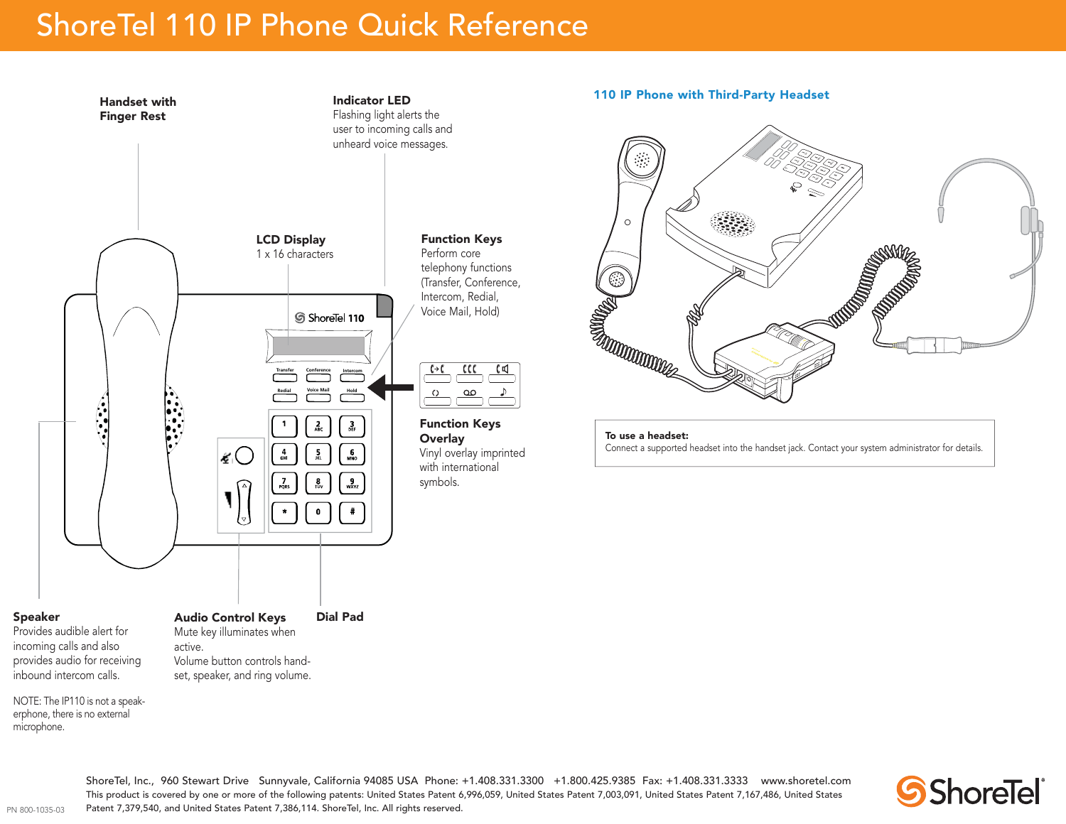# ShoreTel 110 IP Phone Quick Reference

**Handset with Finger Rest**

**Indicator LED**
Flashing light alerts the user to incoming calls and unheard voice messages.

**LCD Display**
1 x 16 characters

**Function Keys**
Perform core telephony functions (Transfer, Conference, Intercom, Redial, Voice Mail, Hold)

**Function Keys Overlay**
Vinyl overlay imprinted with international symbols.

**Speaker**
Provides audible alert for incoming calls and also provides audio for receiving inbound intercom calls.

NOTE: The IP110 is not a speakerphone, there is no external microphone.

**Audio Control Keys**
Mute key illuminates when active.
Volume button controls handset, speaker, and ring volume.

**Dial Pad**

## 110 IP Phone with Third-Party Headset

**To use a headset:**
Connect a supported headset into the handset jack. Contact your system administrator for details.

ShoreTel, Inc., 960 Stewart Drive Sunnyvale, California 94085 USA Phone: +1.408.331.3300 +1.800.425.9385 Fax: +1.408.331.3333 www.shoretel.com
This product is covered by one or more of the following patents: United States Patent 6,996,059, United States Patent 7,003,091, United States Patent 7,167,486, United States Patent 7,379,540, and United States Patent 7,386,114. ShoreTel, Inc. All rights reserved.

PN 800-1035-03